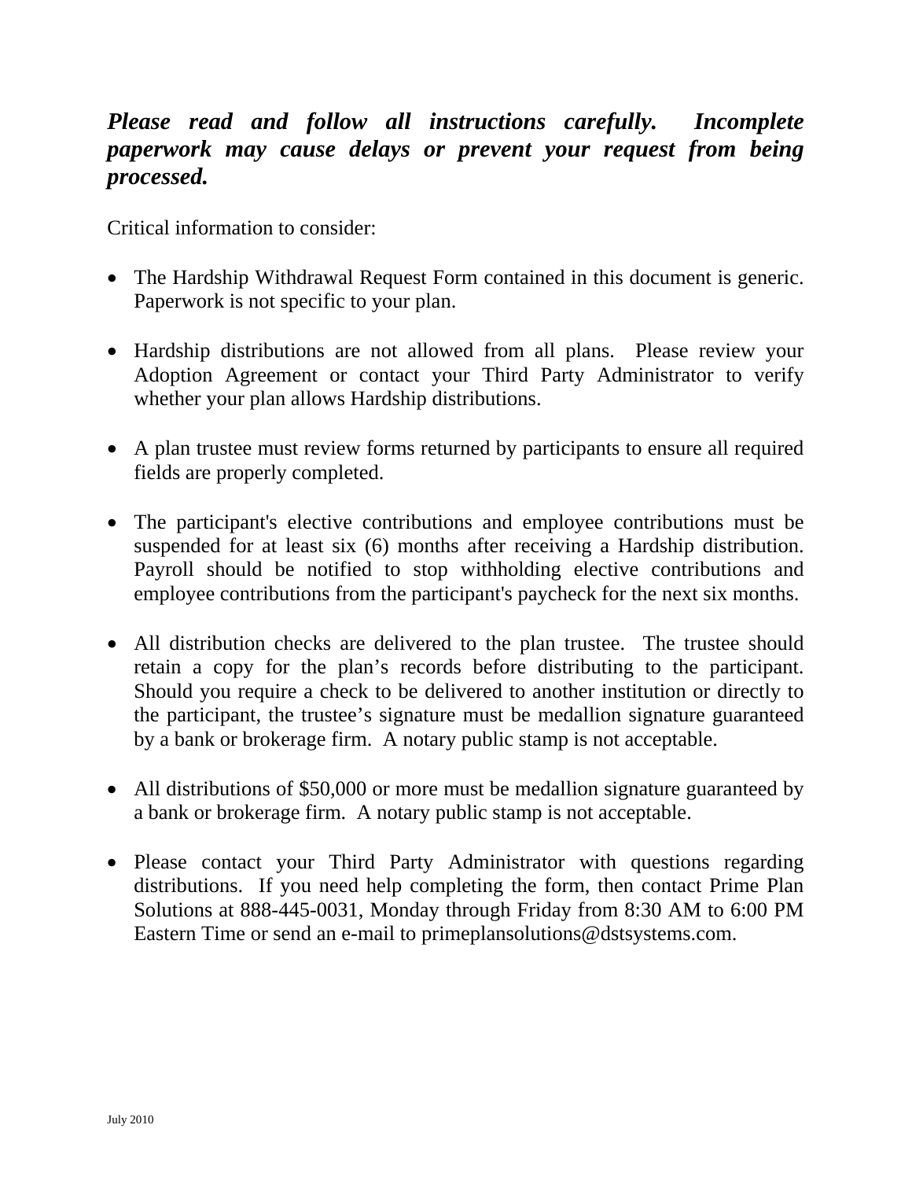***Please read and follow all instructions carefully. Incomplete paperwork may cause delays or prevent your request from being processed.***

Critical information to consider:

- The Hardship Withdrawal Request Form contained in this document is generic. Paperwork is not specific to your plan.

- Hardship distributions are not allowed from all plans. Please review your Adoption Agreement or contact your Third Party Administrator to verify whether your plan allows Hardship distributions.

- A plan trustee must review forms returned by participants to ensure all required fields are properly completed.

- The participant's elective contributions and employee contributions must be suspended for at least six (6) months after receiving a Hardship distribution. Payroll should be notified to stop withholding elective contributions and employee contributions from the participant's paycheck for the next six months.

- All distribution checks are delivered to the plan trustee. The trustee should retain a copy for the plan's records before distributing to the participant. Should you require a check to be delivered to another institution or directly to the participant, the trustee's signature must be medallion signature guaranteed by a bank or brokerage firm. A notary public stamp is not acceptable.

- All distributions of $50,000 or more must be medallion signature guaranteed by a bank or brokerage firm. A notary public stamp is not acceptable.

- Please contact your Third Party Administrator with questions regarding distributions. If you need help completing the form, then contact Prime Plan Solutions at 888-445-0031, Monday through Friday from 8:30 AM to 6:00 PM Eastern Time or send an e-mail to primeplansolutions@dstsystems.com.

July 2010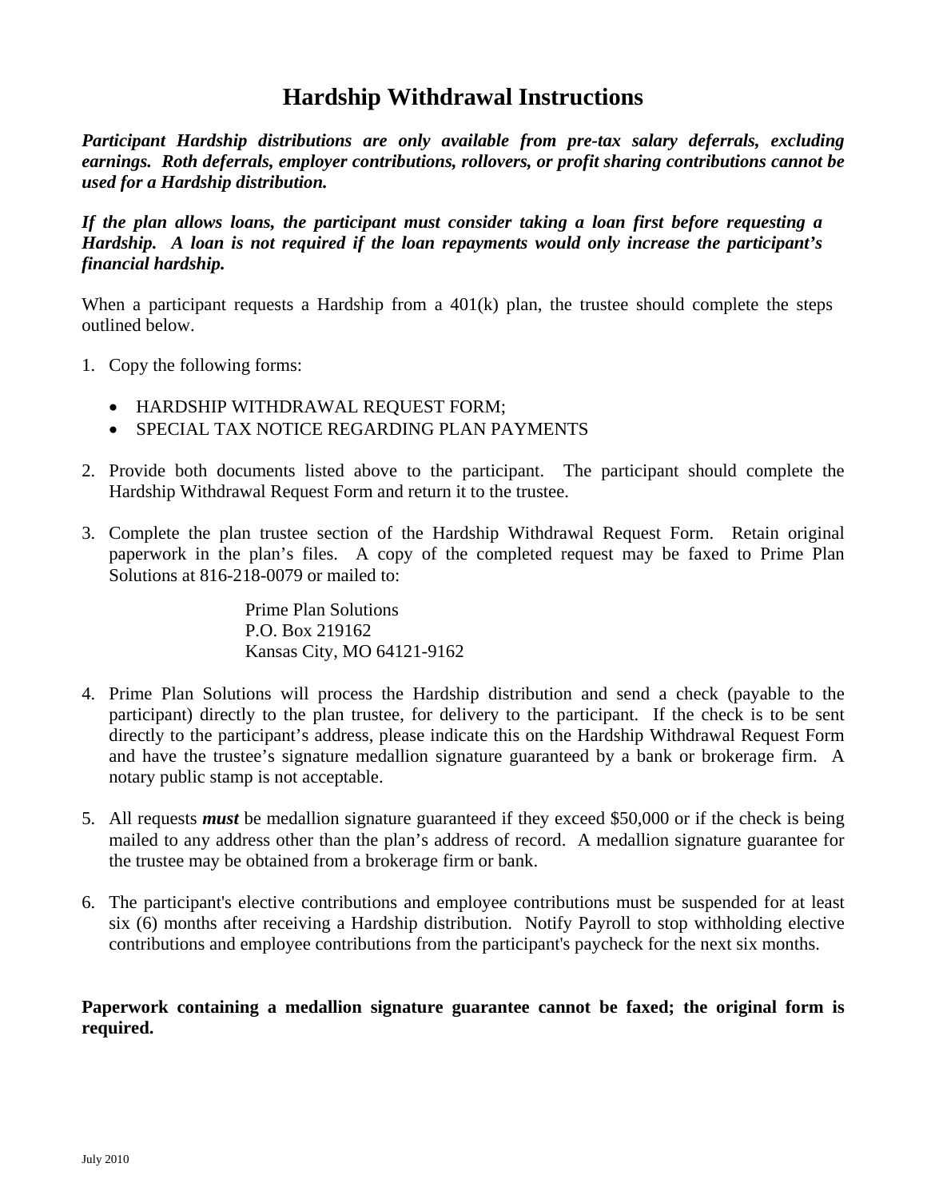# Hardship Withdrawal Instructions

***Participant Hardship distributions are only available from pre-tax salary deferrals, excluding earnings. Roth deferrals, employer contributions, rollovers, or profit sharing contributions cannot be used for a Hardship distribution.***

***If the plan allows loans, the participant must consider taking a loan first before requesting a Hardship. A loan is not required if the loan repayments would only increase the participant's financial hardship.***

When a participant requests a Hardship from a 401(k) plan, the trustee should complete the steps outlined below.

1. Copy the following forms:

   - HARDSHIP WITHDRAWAL REQUEST FORM;
   - SPECIAL TAX NOTICE REGARDING PLAN PAYMENTS

2. Provide both documents listed above to the participant. The participant should complete the Hardship Withdrawal Request Form and return it to the trustee.

3. Complete the plan trustee section of the Hardship Withdrawal Request Form. Retain original paperwork in the plan's files. A copy of the completed request may be faxed to Prime Plan Solutions at 816-218-0079 or mailed to:

   Prime Plan Solutions  
   P.O. Box 219162  
   Kansas City, MO 64121-9162

4. Prime Plan Solutions will process the Hardship distribution and send a check (payable to the participant) directly to the plan trustee, for delivery to the participant. If the check is to be sent directly to the participant's address, please indicate this on the Hardship Withdrawal Request Form and have the trustee's signature medallion signature guaranteed by a bank or brokerage firm. A notary public stamp is not acceptable.

5. All requests ***must*** be medallion signature guaranteed if they exceed $50,000 or if the check is being mailed to any address other than the plan's address of record. A medallion signature guarantee for the trustee may be obtained from a brokerage firm or bank.

6. The participant's elective contributions and employee contributions must be suspended for at least six (6) months after receiving a Hardship distribution. Notify Payroll to stop withholding elective contributions and employee contributions from the participant's paycheck for the next six months.

**Paperwork containing a medallion signature guarantee cannot be faxed; the original form is required.**

July 2010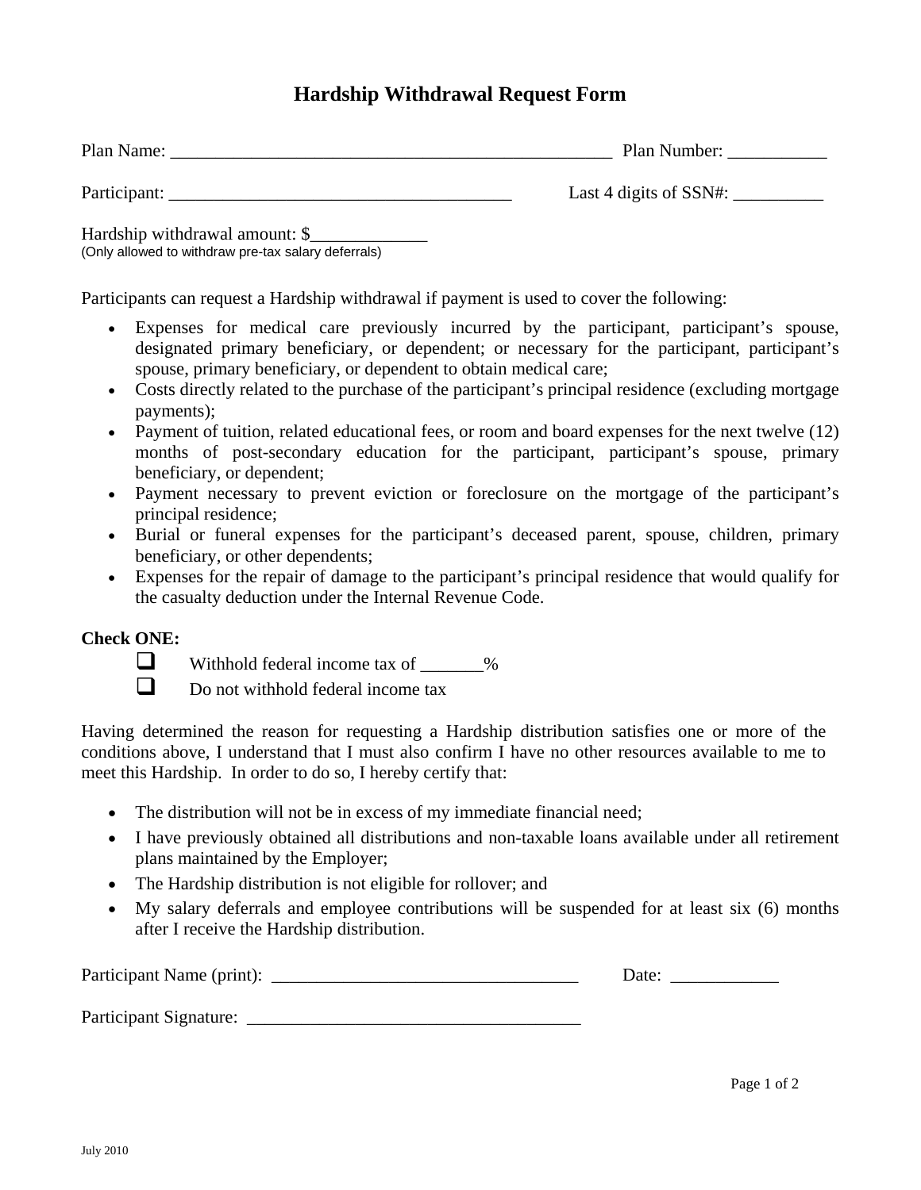# Hardship Withdrawal Request Form

Plan Name: ___________________________________________________ Plan Number: ___________

Participant: ______________________________________ Last 4 digits of SSN#: __________

Hardship withdrawal amount: $_____________
(Only allowed to withdraw pre-tax salary deferrals)

Participants can request a Hardship withdrawal if payment is used to cover the following:

- Expenses for medical care previously incurred by the participant, participant's spouse, designated primary beneficiary, or dependent; or necessary for the participant, participant's spouse, primary beneficiary, or dependent to obtain medical care;
- Costs directly related to the purchase of the participant's principal residence (excluding mortgage payments);
- Payment of tuition, related educational fees, or room and board expenses for the next twelve (12) months of post-secondary education for the participant, participant's spouse, primary beneficiary, or dependent;
- Payment necessary to prevent eviction or foreclosure on the mortgage of the participant's principal residence;
- Burial or funeral expenses for the participant's deceased parent, spouse, children, primary beneficiary, or other dependents;
- Expenses for the repair of damage to the participant's principal residence that would qualify for the casualty deduction under the Internal Revenue Code.

**Check ONE:**

- ☐ Withhold federal income tax of _______%
- ☐ Do not withhold federal income tax

Having determined the reason for requesting a Hardship distribution satisfies one or more of the conditions above, I understand that I must also confirm I have no other resources available to me to meet this Hardship. In order to do so, I hereby certify that:

- The distribution will not be in excess of my immediate financial need;
- I have previously obtained all distributions and non-taxable loans available under all retirement plans maintained by the Employer;
- The Hardship distribution is not eligible for rollover; and
- My salary deferrals and employee contributions will be suspended for at least six (6) months after I receive the Hardship distribution.

Participant Name (print): __________________________________ Date: ____________

Participant Signature: _____________________________________

July 2010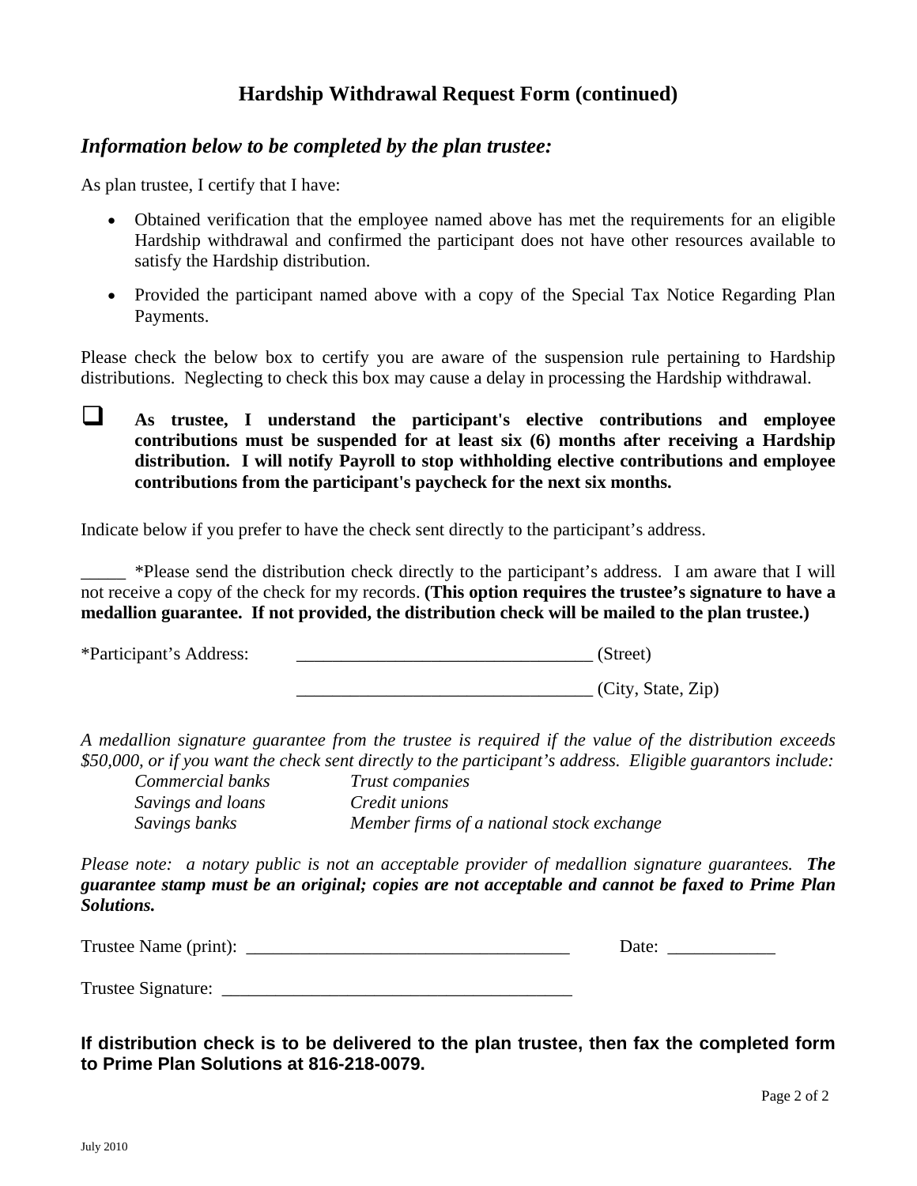## Hardship Withdrawal Request Form (continued)

### *Information below to be completed by the plan trustee:*

As plan trustee, I certify that I have:

- Obtained verification that the employee named above has met the requirements for an eligible Hardship withdrawal and confirmed the participant does not have other resources available to satisfy the Hardship distribution.
- Provided the participant named above with a copy of the Special Tax Notice Regarding Plan Payments.

Please check the below box to certify you are aware of the suspension rule pertaining to Hardship distributions. Neglecting to check this box may cause a delay in processing the Hardship withdrawal.

☐ **As trustee, I understand the participant's elective contributions and employee contributions must be suspended for at least six (6) months after receiving a Hardship distribution. I will notify Payroll to stop withholding elective contributions and employee contributions from the participant's paycheck for the next six months.**

Indicate below if you prefer to have the check sent directly to the participant's address.

_____ *Please send the distribution check directly to the participant's address. I am aware that I will not receive a copy of the check for my records. **(This option requires the trustee's signature to have a medallion guarantee. If not provided, the distribution check will be mailed to the plan trustee.)**

*Participant's Address: ________________________________ (Street)

________________________________ (City, State, Zip)

*A medallion signature guarantee from the trustee is required if the value of the distribution exceeds $50,000, or if you want the check sent directly to the participant's address. Eligible guarantors include:*

| | |
|---|---|
| *Commercial banks* | *Trust companies* |
| *Savings and loans* | *Credit unions* |
| *Savings banks* | *Member firms of a national stock exchange* |

*Please note: a notary public is not an acceptable provider of medallion signature guarantees.* ***The guarantee stamp must be an original; copies are not acceptable and cannot be faxed to Prime Plan Solutions.***

Trustee Name (print): ___________________________________ Date: ____________

Trustee Signature: ______________________________________

**If distribution check is to be delivered to the plan trustee, then fax the completed form to Prime Plan Solutions at 816-218-0079.**

July 2010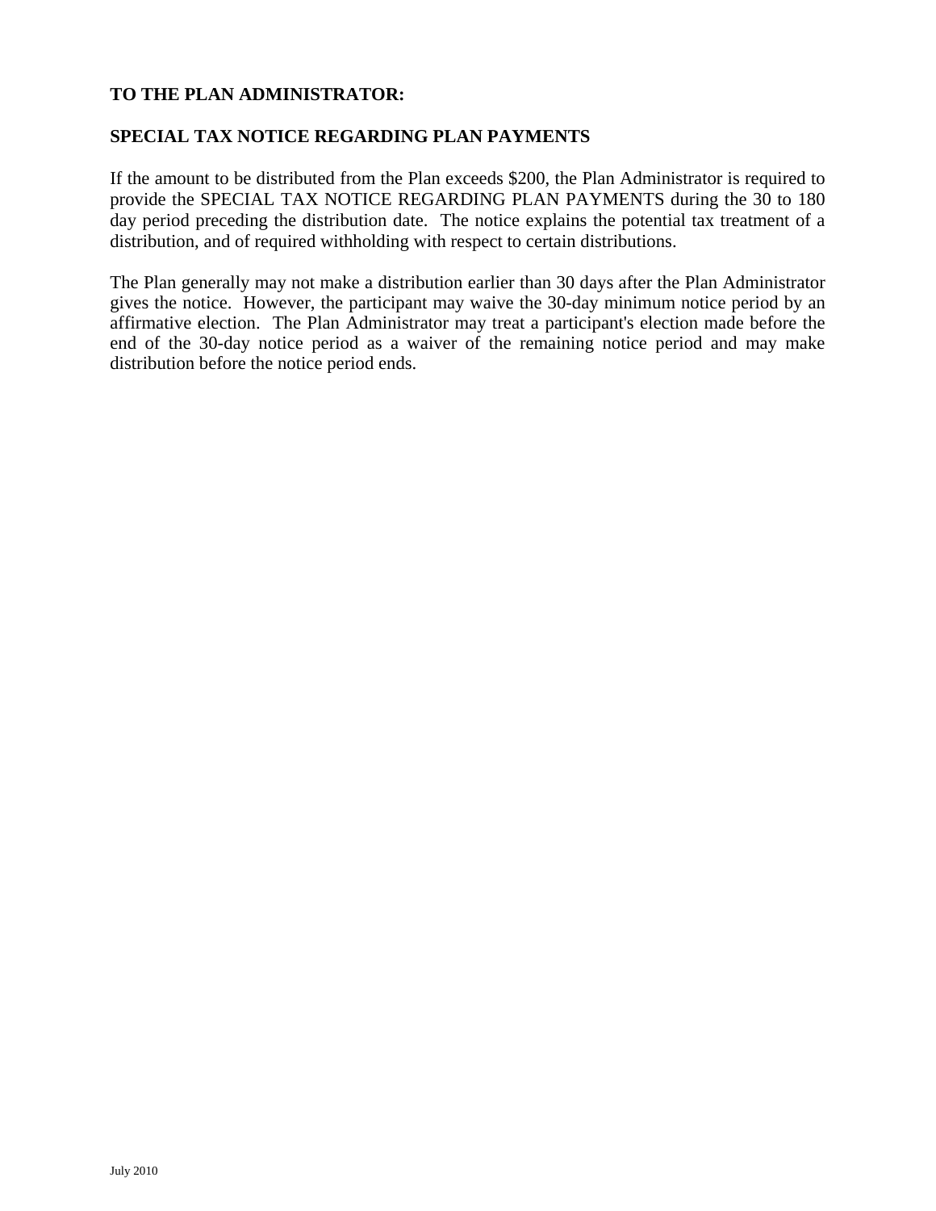**TO THE PLAN ADMINISTRATOR:**

**SPECIAL TAX NOTICE REGARDING PLAN PAYMENTS**

If the amount to be distributed from the Plan exceeds $200, the Plan Administrator is required to provide the SPECIAL TAX NOTICE REGARDING PLAN PAYMENTS during the 30 to 180 day period preceding the distribution date. The notice explains the potential tax treatment of a distribution, and of required withholding with respect to certain distributions.

The Plan generally may not make a distribution earlier than 30 days after the Plan Administrator gives the notice. However, the participant may waive the 30-day minimum notice period by an affirmative election. The Plan Administrator may treat a participant's election made before the end of the 30-day notice period as a waiver of the remaining notice period and may make distribution before the notice period ends.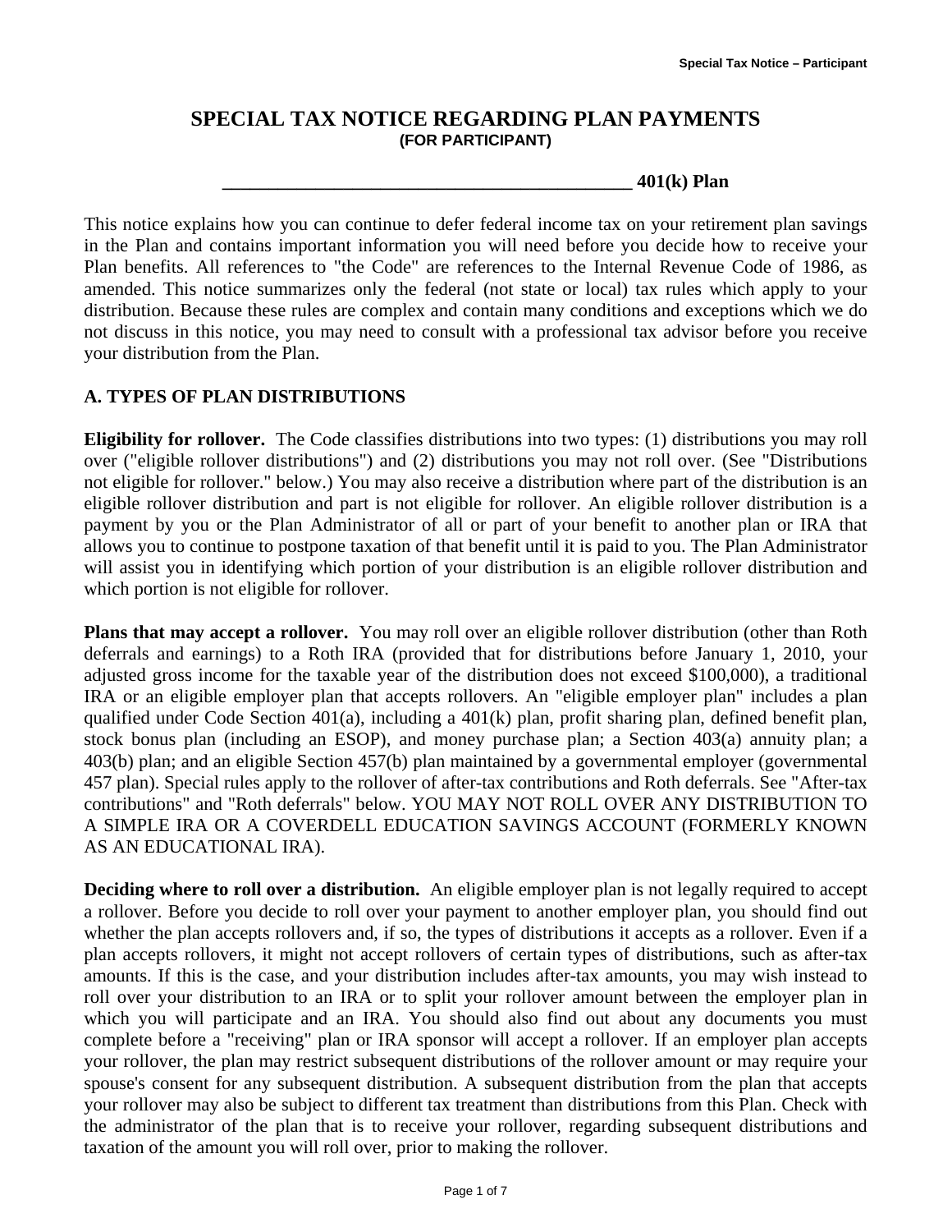# SPECIAL TAX NOTICE REGARDING PLAN PAYMENTS

**(FOR PARTICIPANT)**

**_____________________________________________ 401(k) Plan**

This notice explains how you can continue to defer federal income tax on your retirement plan savings in the Plan and contains important information you will need before you decide how to receive your Plan benefits. All references to "the Code" are references to the Internal Revenue Code of 1986, as amended. This notice summarizes only the federal (not state or local) tax rules which apply to your distribution. Because these rules are complex and contain many conditions and exceptions which we do not discuss in this notice, you may need to consult with a professional tax advisor before you receive your distribution from the Plan.

## A. TYPES OF PLAN DISTRIBUTIONS

**Eligibility for rollover.** The Code classifies distributions into two types: (1) distributions you may roll over ("eligible rollover distributions") and (2) distributions you may not roll over. (See "Distributions not eligible for rollover." below.) You may also receive a distribution where part of the distribution is an eligible rollover distribution and part is not eligible for rollover. An eligible rollover distribution is a payment by you or the Plan Administrator of all or part of your benefit to another plan or IRA that allows you to continue to postpone taxation of that benefit until it is paid to you. The Plan Administrator will assist you in identifying which portion of your distribution is an eligible rollover distribution and which portion is not eligible for rollover.

**Plans that may accept a rollover.** You may roll over an eligible rollover distribution (other than Roth deferrals and earnings) to a Roth IRA (provided that for distributions before January 1, 2010, your adjusted gross income for the taxable year of the distribution does not exceed $100,000), a traditional IRA or an eligible employer plan that accepts rollovers. An "eligible employer plan" includes a plan qualified under Code Section 401(a), including a 401(k) plan, profit sharing plan, defined benefit plan, stock bonus plan (including an ESOP), and money purchase plan; a Section 403(a) annuity plan; a 403(b) plan; and an eligible Section 457(b) plan maintained by a governmental employer (governmental 457 plan). Special rules apply to the rollover of after-tax contributions and Roth deferrals. See "After-tax contributions" and "Roth deferrals" below. YOU MAY NOT ROLL OVER ANY DISTRIBUTION TO A SIMPLE IRA OR A COVERDELL EDUCATION SAVINGS ACCOUNT (FORMERLY KNOWN AS AN EDUCATIONAL IRA).

**Deciding where to roll over a distribution.** An eligible employer plan is not legally required to accept a rollover. Before you decide to roll over your payment to another employer plan, you should find out whether the plan accepts rollovers and, if so, the types of distributions it accepts as a rollover. Even if a plan accepts rollovers, it might not accept rollovers of certain types of distributions, such as after-tax amounts. If this is the case, and your distribution includes after-tax amounts, you may wish instead to roll over your distribution to an IRA or to split your rollover amount between the employer plan in which you will participate and an IRA. You should also find out about any documents you must complete before a "receiving" plan or IRA sponsor will accept a rollover. If an employer plan accepts your rollover, the plan may restrict subsequent distributions of the rollover amount or may require your spouse's consent for any subsequent distribution. A subsequent distribution from the plan that accepts your rollover may also be subject to different tax treatment than distributions from this Plan. Check with the administrator of the plan that is to receive your rollover, regarding subsequent distributions and taxation of the amount you will roll over, prior to making the rollover.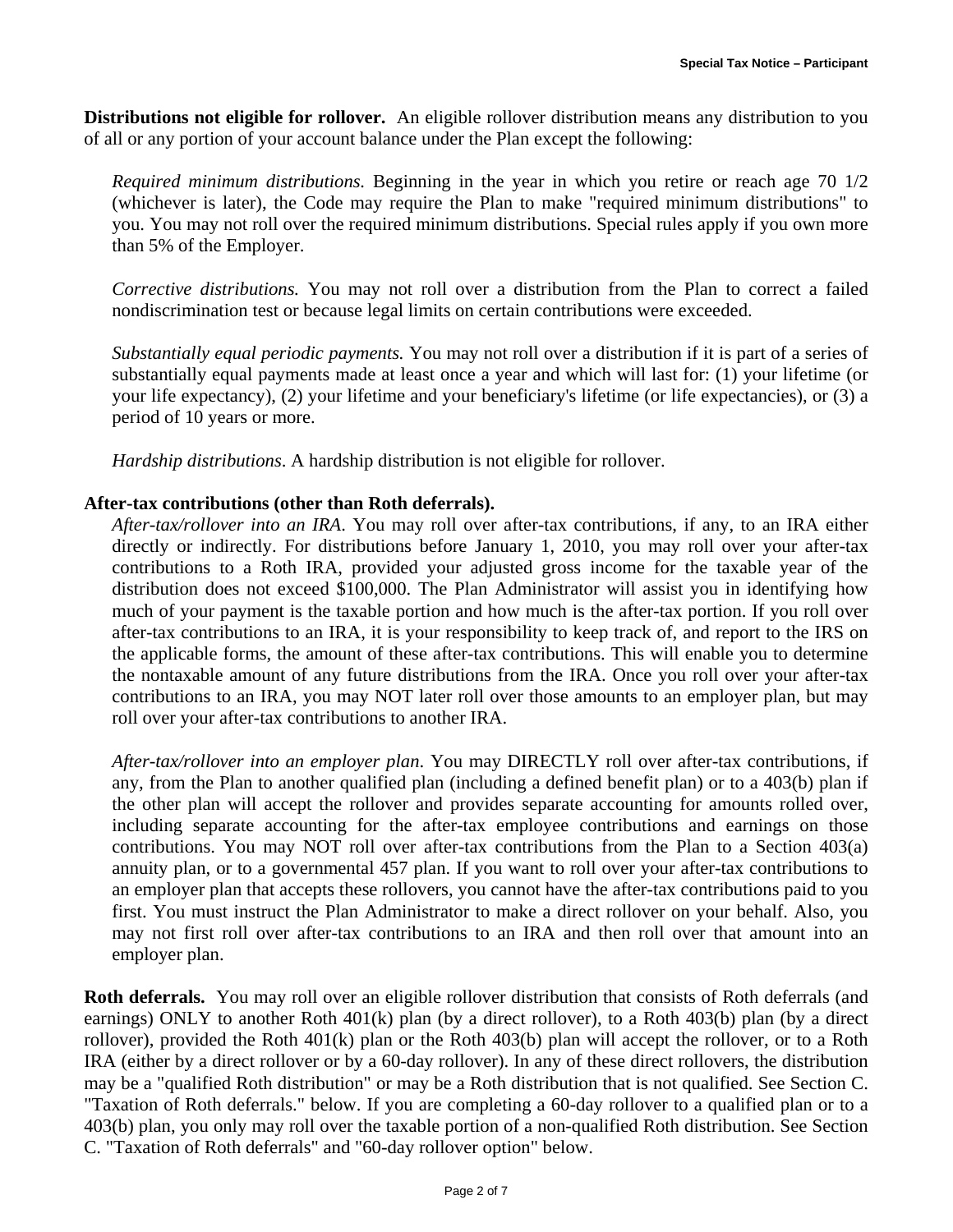**Distributions not eligible for rollover.** An eligible rollover distribution means any distribution to you of all or any portion of your account balance under the Plan except the following:

*Required minimum distributions.* Beginning in the year in which you retire or reach age 70 1/2 (whichever is later), the Code may require the Plan to make "required minimum distributions" to you. You may not roll over the required minimum distributions. Special rules apply if you own more than 5% of the Employer.

*Corrective distributions.* You may not roll over a distribution from the Plan to correct a failed nondiscrimination test or because legal limits on certain contributions were exceeded.

*Substantially equal periodic payments.* You may not roll over a distribution if it is part of a series of substantially equal payments made at least once a year and which will last for: (1) your lifetime (or your life expectancy), (2) your lifetime and your beneficiary's lifetime (or life expectancies), or (3) a period of 10 years or more.

*Hardship distributions*. A hardship distribution is not eligible for rollover.

**After-tax contributions (other than Roth deferrals).**

*After-tax/rollover into an IRA*. You may roll over after-tax contributions, if any, to an IRA either directly or indirectly. For distributions before January 1, 2010, you may roll over your after-tax contributions to a Roth IRA, provided your adjusted gross income for the taxable year of the distribution does not exceed $100,000. The Plan Administrator will assist you in identifying how much of your payment is the taxable portion and how much is the after-tax portion. If you roll over after-tax contributions to an IRA, it is your responsibility to keep track of, and report to the IRS on the applicable forms, the amount of these after-tax contributions. This will enable you to determine the nontaxable amount of any future distributions from the IRA. Once you roll over your after-tax contributions to an IRA, you may NOT later roll over those amounts to an employer plan, but may roll over your after-tax contributions to another IRA.

*After-tax/rollover into an employer plan*. You may DIRECTLY roll over after-tax contributions, if any, from the Plan to another qualified plan (including a defined benefit plan) or to a 403(b) plan if the other plan will accept the rollover and provides separate accounting for amounts rolled over, including separate accounting for the after-tax employee contributions and earnings on those contributions. You may NOT roll over after-tax contributions from the Plan to a Section 403(a) annuity plan, or to a governmental 457 plan. If you want to roll over your after-tax contributions to an employer plan that accepts these rollovers, you cannot have the after-tax contributions paid to you first. You must instruct the Plan Administrator to make a direct rollover on your behalf. Also, you may not first roll over after-tax contributions to an IRA and then roll over that amount into an employer plan.

**Roth deferrals.** You may roll over an eligible rollover distribution that consists of Roth deferrals (and earnings) ONLY to another Roth 401(k) plan (by a direct rollover), to a Roth 403(b) plan (by a direct rollover), provided the Roth 401(k) plan or the Roth 403(b) plan will accept the rollover, or to a Roth IRA (either by a direct rollover or by a 60-day rollover). In any of these direct rollovers, the distribution may be a "qualified Roth distribution" or may be a Roth distribution that is not qualified. See Section C. "Taxation of Roth deferrals." below. If you are completing a 60-day rollover to a qualified plan or to a 403(b) plan, you only may roll over the taxable portion of a non-qualified Roth distribution. See Section C. "Taxation of Roth deferrals" and "60-day rollover option" below.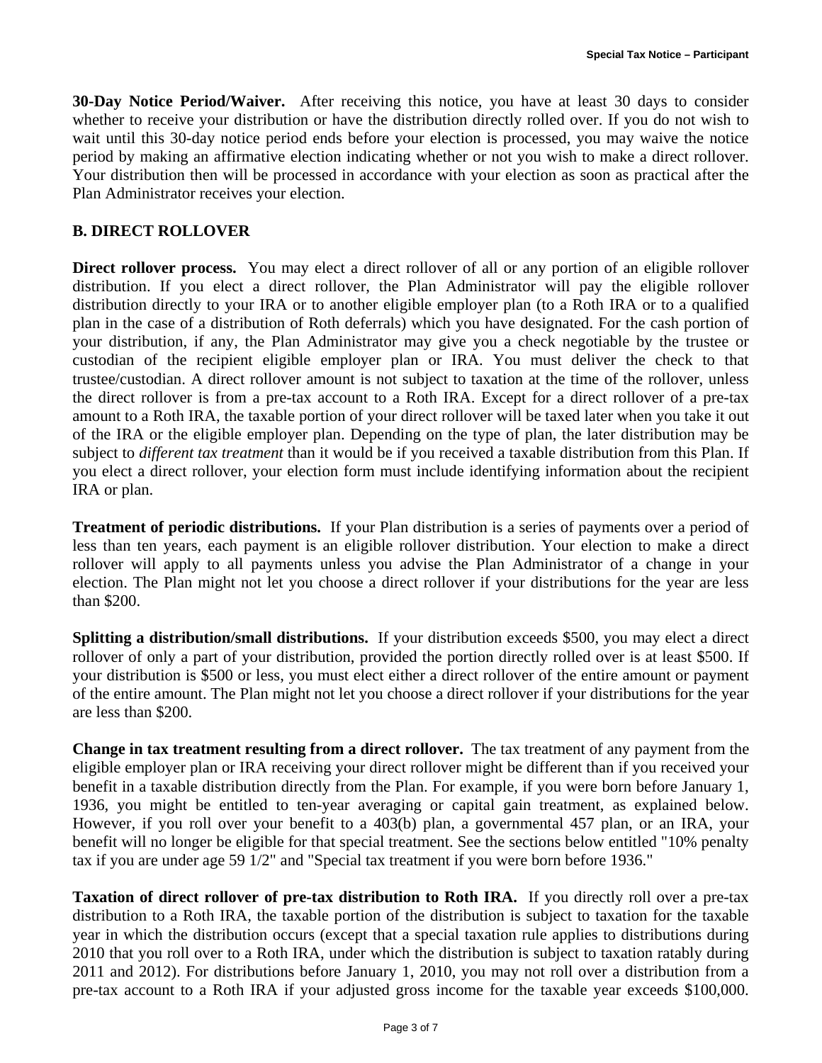**30-Day Notice Period/Waiver.** After receiving this notice, you have at least 30 days to consider whether to receive your distribution or have the distribution directly rolled over. If you do not wish to wait until this 30-day notice period ends before your election is processed, you may waive the notice period by making an affirmative election indicating whether or not you wish to make a direct rollover. Your distribution then will be processed in accordance with your election as soon as practical after the Plan Administrator receives your election.

## B. DIRECT ROLLOVER

**Direct rollover process.** You may elect a direct rollover of all or any portion of an eligible rollover distribution. If you elect a direct rollover, the Plan Administrator will pay the eligible rollover distribution directly to your IRA or to another eligible employer plan (to a Roth IRA or to a qualified plan in the case of a distribution of Roth deferrals) which you have designated. For the cash portion of your distribution, if any, the Plan Administrator may give you a check negotiable by the trustee or custodian of the recipient eligible employer plan or IRA. You must deliver the check to that trustee/custodian. A direct rollover amount is not subject to taxation at the time of the rollover, unless the direct rollover is from a pre-tax account to a Roth IRA. Except for a direct rollover of a pre-tax amount to a Roth IRA, the taxable portion of your direct rollover will be taxed later when you take it out of the IRA or the eligible employer plan. Depending on the type of plan, the later distribution may be subject to *different tax treatment* than it would be if you received a taxable distribution from this Plan. If you elect a direct rollover, your election form must include identifying information about the recipient IRA or plan.

**Treatment of periodic distributions.** If your Plan distribution is a series of payments over a period of less than ten years, each payment is an eligible rollover distribution. Your election to make a direct rollover will apply to all payments unless you advise the Plan Administrator of a change in your election. The Plan might not let you choose a direct rollover if your distributions for the year are less than $200.

**Splitting a distribution/small distributions.** If your distribution exceeds $500, you may elect a direct rollover of only a part of your distribution, provided the portion directly rolled over is at least $500. If your distribution is $500 or less, you must elect either a direct rollover of the entire amount or payment of the entire amount. The Plan might not let you choose a direct rollover if your distributions for the year are less than $200.

**Change in tax treatment resulting from a direct rollover.** The tax treatment of any payment from the eligible employer plan or IRA receiving your direct rollover might be different than if you received your benefit in a taxable distribution directly from the Plan. For example, if you were born before January 1, 1936, you might be entitled to ten-year averaging or capital gain treatment, as explained below. However, if you roll over your benefit to a 403(b) plan, a governmental 457 plan, or an IRA, your benefit will no longer be eligible for that special treatment. See the sections below entitled "10% penalty tax if you are under age 59 1/2" and "Special tax treatment if you were born before 1936."

**Taxation of direct rollover of pre-tax distribution to Roth IRA.** If you directly roll over a pre-tax distribution to a Roth IRA, the taxable portion of the distribution is subject to taxation for the taxable year in which the distribution occurs (except that a special taxation rule applies to distributions during 2010 that you roll over to a Roth IRA, under which the distribution is subject to taxation ratably during 2011 and 2012). For distributions before January 1, 2010, you may not roll over a distribution from a pre-tax account to a Roth IRA if your adjusted gross income for the taxable year exceeds $100,000.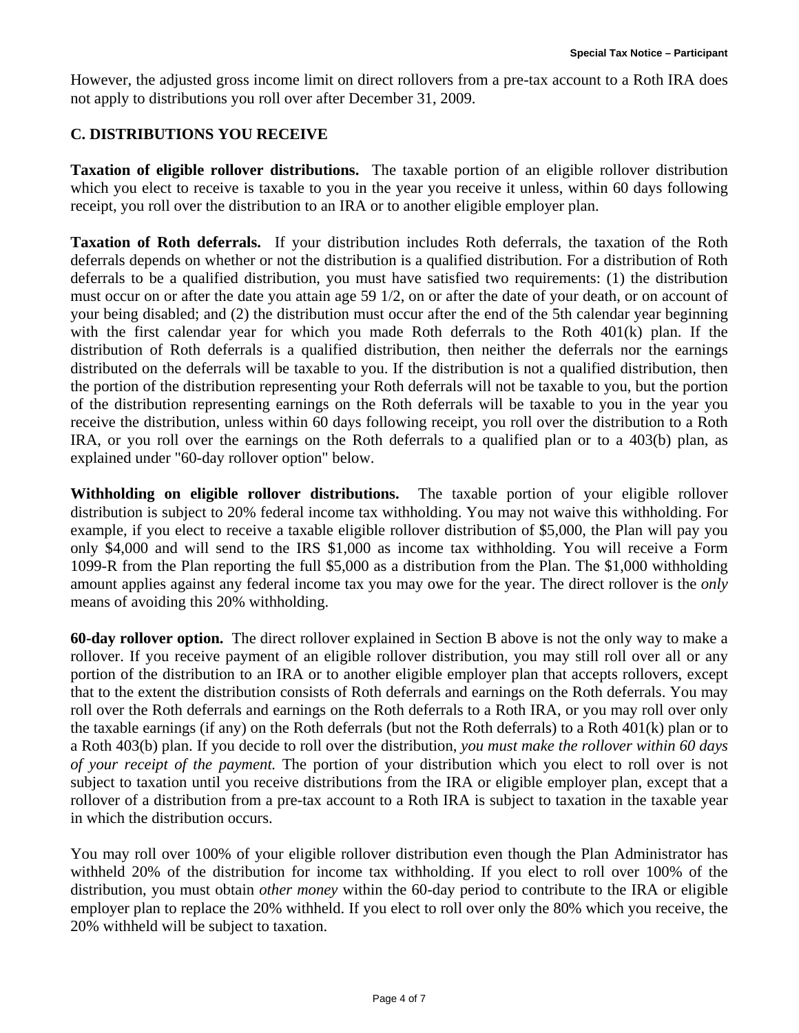However, the adjusted gross income limit on direct rollovers from a pre-tax account to a Roth IRA does not apply to distributions you roll over after December 31, 2009.

## C. DISTRIBUTIONS YOU RECEIVE

**Taxation of eligible rollover distributions.** The taxable portion of an eligible rollover distribution which you elect to receive is taxable to you in the year you receive it unless, within 60 days following receipt, you roll over the distribution to an IRA or to another eligible employer plan.

**Taxation of Roth deferrals.** If your distribution includes Roth deferrals, the taxation of the Roth deferrals depends on whether or not the distribution is a qualified distribution. For a distribution of Roth deferrals to be a qualified distribution, you must have satisfied two requirements: (1) the distribution must occur on or after the date you attain age 59 1/2, on or after the date of your death, or on account of your being disabled; and (2) the distribution must occur after the end of the 5th calendar year beginning with the first calendar year for which you made Roth deferrals to the Roth 401(k) plan. If the distribution of Roth deferrals is a qualified distribution, then neither the deferrals nor the earnings distributed on the deferrals will be taxable to you. If the distribution is not a qualified distribution, then the portion of the distribution representing your Roth deferrals will not be taxable to you, but the portion of the distribution representing earnings on the Roth deferrals will be taxable to you in the year you receive the distribution, unless within 60 days following receipt, you roll over the distribution to a Roth IRA, or you roll over the earnings on the Roth deferrals to a qualified plan or to a 403(b) plan, as explained under "60-day rollover option" below.

**Withholding on eligible rollover distributions.** The taxable portion of your eligible rollover distribution is subject to 20% federal income tax withholding. You may not waive this withholding. For example, if you elect to receive a taxable eligible rollover distribution of $5,000, the Plan will pay you only $4,000 and will send to the IRS $1,000 as income tax withholding. You will receive a Form 1099-R from the Plan reporting the full $5,000 as a distribution from the Plan. The $1,000 withholding amount applies against any federal income tax you may owe for the year. The direct rollover is the *only* means of avoiding this 20% withholding.

**60-day rollover option.** The direct rollover explained in Section B above is not the only way to make a rollover. If you receive payment of an eligible rollover distribution, you may still roll over all or any portion of the distribution to an IRA or to another eligible employer plan that accepts rollovers, except that to the extent the distribution consists of Roth deferrals and earnings on the Roth deferrals. You may roll over the Roth deferrals and earnings on the Roth deferrals to a Roth IRA, or you may roll over only the taxable earnings (if any) on the Roth deferrals (but not the Roth deferrals) to a Roth 401(k) plan or to a Roth 403(b) plan. If you decide to roll over the distribution, *you must make the rollover within 60 days of your receipt of the payment.* The portion of your distribution which you elect to roll over is not subject to taxation until you receive distributions from the IRA or eligible employer plan, except that a rollover of a distribution from a pre-tax account to a Roth IRA is subject to taxation in the taxable year in which the distribution occurs.

You may roll over 100% of your eligible rollover distribution even though the Plan Administrator has withheld 20% of the distribution for income tax withholding. If you elect to roll over 100% of the distribution, you must obtain *other money* within the 60-day period to contribute to the IRA or eligible employer plan to replace the 20% withheld. If you elect to roll over only the 80% which you receive, the 20% withheld will be subject to taxation.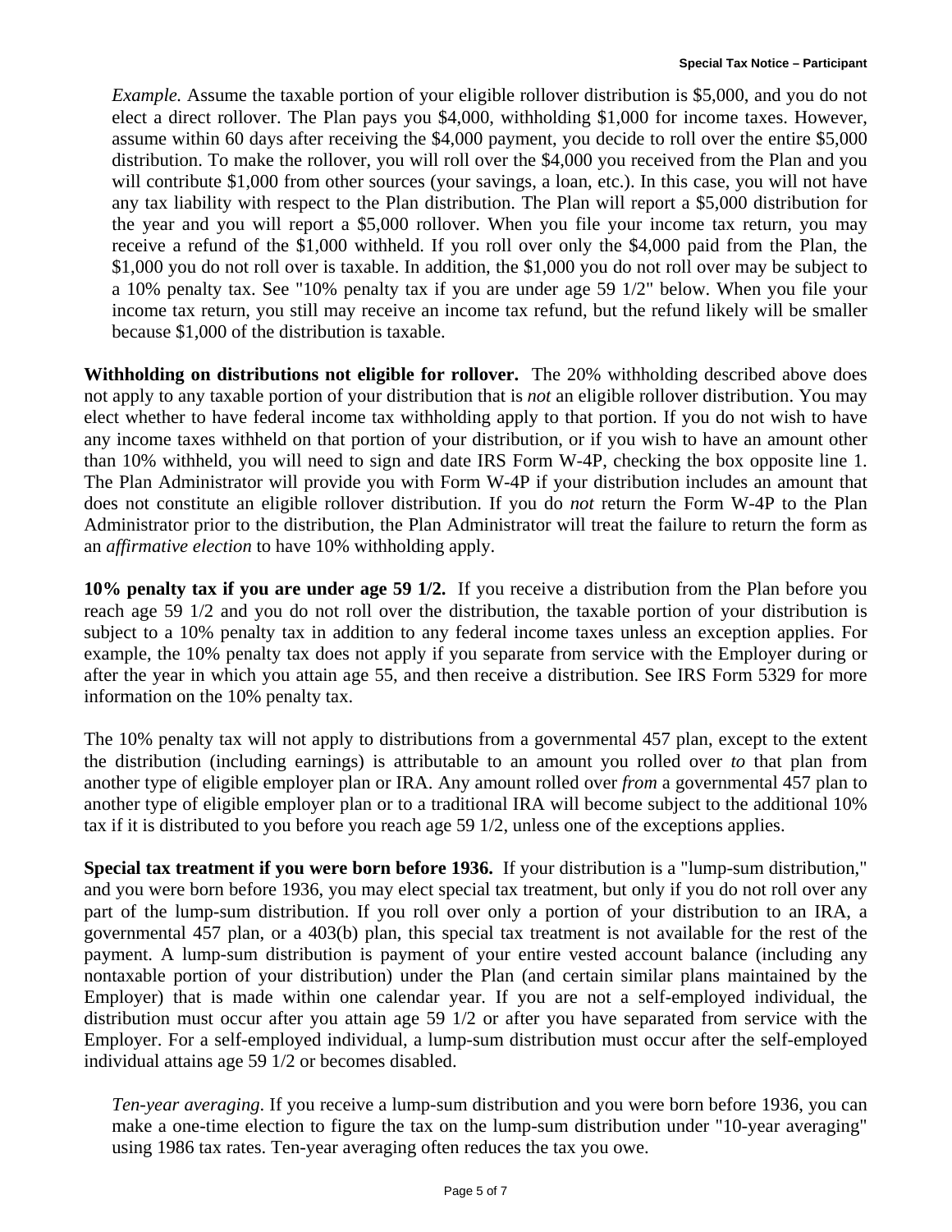*Example.* Assume the taxable portion of your eligible rollover distribution is $5,000, and you do not elect a direct rollover. The Plan pays you $4,000, withholding $1,000 for income taxes. However, assume within 60 days after receiving the $4,000 payment, you decide to roll over the entire $5,000 distribution. To make the rollover, you will roll over the $4,000 you received from the Plan and you will contribute $1,000 from other sources (your savings, a loan, etc.). In this case, you will not have any tax liability with respect to the Plan distribution. The Plan will report a $5,000 distribution for the year and you will report a $5,000 rollover. When you file your income tax return, you may receive a refund of the $1,000 withheld. If you roll over only the $4,000 paid from the Plan, the $1,000 you do not roll over is taxable. In addition, the $1,000 you do not roll over may be subject to a 10% penalty tax. See "10% penalty tax if you are under age 59 1/2" below. When you file your income tax return, you still may receive an income tax refund, but the refund likely will be smaller because $1,000 of the distribution is taxable.

**Withholding on distributions not eligible for rollover.** The 20% withholding described above does not apply to any taxable portion of your distribution that is *not* an eligible rollover distribution. You may elect whether to have federal income tax withholding apply to that portion. If you do not wish to have any income taxes withheld on that portion of your distribution, or if you wish to have an amount other than 10% withheld, you will need to sign and date IRS Form W-4P, checking the box opposite line 1. The Plan Administrator will provide you with Form W-4P if your distribution includes an amount that does not constitute an eligible rollover distribution. If you do *not* return the Form W-4P to the Plan Administrator prior to the distribution, the Plan Administrator will treat the failure to return the form as an *affirmative election* to have 10% withholding apply.

**10% penalty tax if you are under age 59 1/2.** If you receive a distribution from the Plan before you reach age 59 1/2 and you do not roll over the distribution, the taxable portion of your distribution is subject to a 10% penalty tax in addition to any federal income taxes unless an exception applies. For example, the 10% penalty tax does not apply if you separate from service with the Employer during or after the year in which you attain age 55, and then receive a distribution. See IRS Form 5329 for more information on the 10% penalty tax.

The 10% penalty tax will not apply to distributions from a governmental 457 plan, except to the extent the distribution (including earnings) is attributable to an amount you rolled over *to* that plan from another type of eligible employer plan or IRA. Any amount rolled over *from* a governmental 457 plan to another type of eligible employer plan or to a traditional IRA will become subject to the additional 10% tax if it is distributed to you before you reach age 59 1/2, unless one of the exceptions applies.

**Special tax treatment if you were born before 1936.** If your distribution is a "lump-sum distribution," and you were born before 1936, you may elect special tax treatment, but only if you do not roll over any part of the lump-sum distribution. If you roll over only a portion of your distribution to an IRA, a governmental 457 plan, or a 403(b) plan, this special tax treatment is not available for the rest of the payment. A lump-sum distribution is payment of your entire vested account balance (including any nontaxable portion of your distribution) under the Plan (and certain similar plans maintained by the Employer) that is made within one calendar year. If you are not a self-employed individual, the distribution must occur after you attain age 59 1/2 or after you have separated from service with the Employer. For a self-employed individual, a lump-sum distribution must occur after the self-employed individual attains age 59 1/2 or becomes disabled.

*Ten-year averaging.* If you receive a lump-sum distribution and you were born before 1936, you can make a one-time election to figure the tax on the lump-sum distribution under "10-year averaging" using 1986 tax rates. Ten-year averaging often reduces the tax you owe.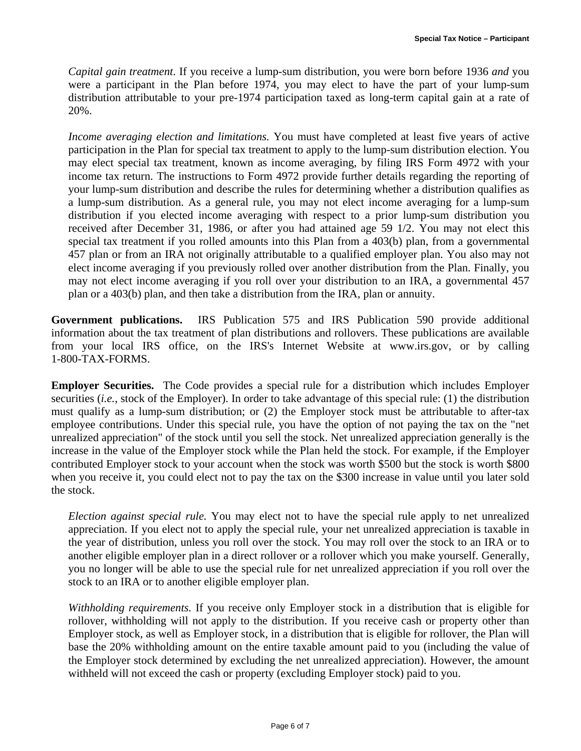*Capital gain treatment*. If you receive a lump-sum distribution, you were born before 1936 *and* you were a participant in the Plan before 1974, you may elect to have the part of your lump-sum distribution attributable to your pre-1974 participation taxed as long-term capital gain at a rate of 20%.

*Income averaging election and limitations.* You must have completed at least five years of active participation in the Plan for special tax treatment to apply to the lump-sum distribution election. You may elect special tax treatment, known as income averaging, by filing IRS Form 4972 with your income tax return. The instructions to Form 4972 provide further details regarding the reporting of your lump-sum distribution and describe the rules for determining whether a distribution qualifies as a lump-sum distribution. As a general rule, you may not elect income averaging for a lump-sum distribution if you elected income averaging with respect to a prior lump-sum distribution you received after December 31, 1986, or after you had attained age 59 1/2. You may not elect this special tax treatment if you rolled amounts into this Plan from a 403(b) plan, from a governmental 457 plan or from an IRA not originally attributable to a qualified employer plan. You also may not elect income averaging if you previously rolled over another distribution from the Plan. Finally, you may not elect income averaging if you roll over your distribution to an IRA, a governmental 457 plan or a 403(b) plan, and then take a distribution from the IRA, plan or annuity.

**Government publications.** IRS Publication 575 and IRS Publication 590 provide additional information about the tax treatment of plan distributions and rollovers. These publications are available from your local IRS office, on the IRS's Internet Website at www.irs.gov, or by calling 1-800-TAX-FORMS.

**Employer Securities.** The Code provides a special rule for a distribution which includes Employer securities (*i.e.*, stock of the Employer). In order to take advantage of this special rule: (1) the distribution must qualify as a lump-sum distribution; or (2) the Employer stock must be attributable to after-tax employee contributions. Under this special rule, you have the option of not paying the tax on the "net unrealized appreciation" of the stock until you sell the stock. Net unrealized appreciation generally is the increase in the value of the Employer stock while the Plan held the stock. For example, if the Employer contributed Employer stock to your account when the stock was worth $500 but the stock is worth $800 when you receive it, you could elect not to pay the tax on the $300 increase in value until you later sold the stock.

*Election against special rule.* You may elect not to have the special rule apply to net unrealized appreciation. If you elect not to apply the special rule, your net unrealized appreciation is taxable in the year of distribution, unless you roll over the stock. You may roll over the stock to an IRA or to another eligible employer plan in a direct rollover or a rollover which you make yourself. Generally, you no longer will be able to use the special rule for net unrealized appreciation if you roll over the stock to an IRA or to another eligible employer plan.

*Withholding requirements.* If you receive only Employer stock in a distribution that is eligible for rollover, withholding will not apply to the distribution. If you receive cash or property other than Employer stock, as well as Employer stock, in a distribution that is eligible for rollover, the Plan will base the 20% withholding amount on the entire taxable amount paid to you (including the value of the Employer stock determined by excluding the net unrealized appreciation). However, the amount withheld will not exceed the cash or property (excluding Employer stock) paid to you.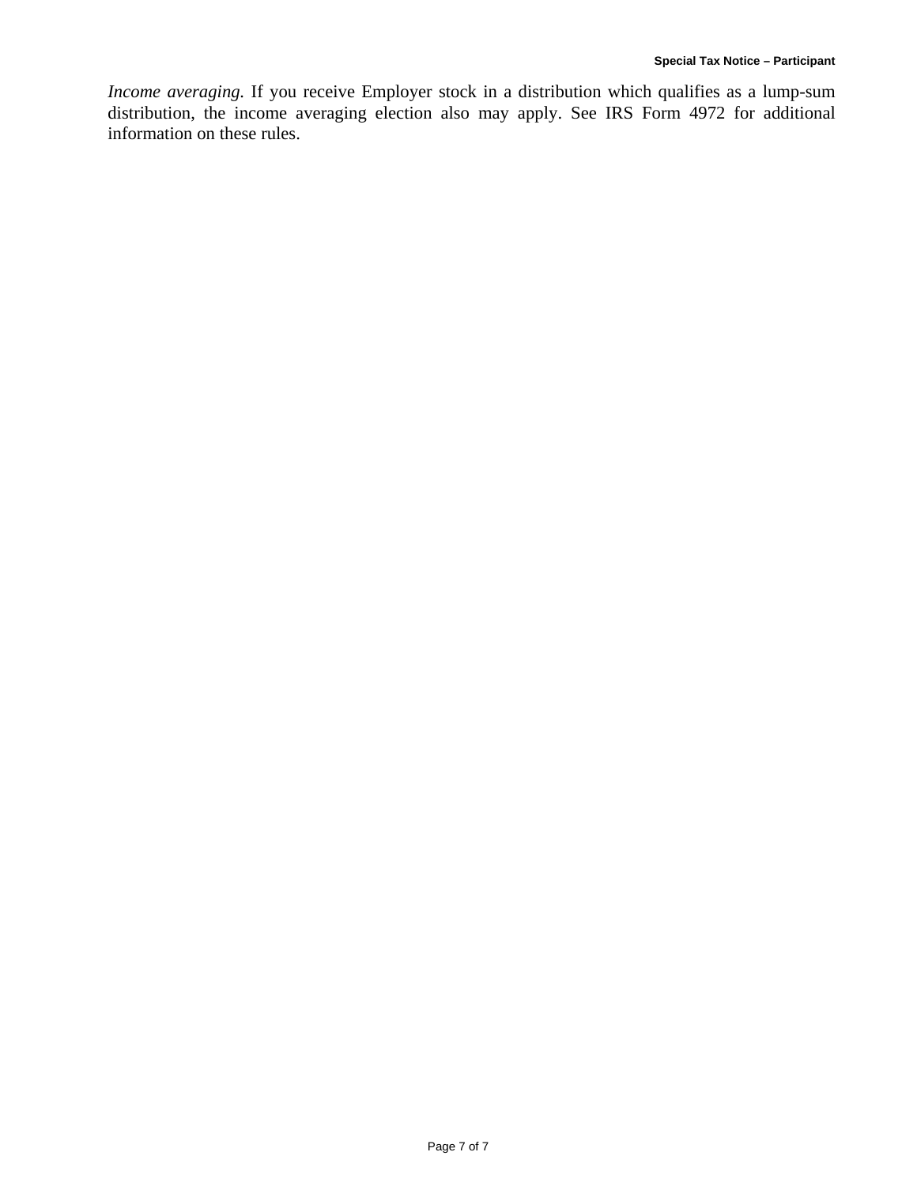*Income averaging.* If you receive Employer stock in a distribution which qualifies as a lump-sum distribution, the income averaging election also may apply. See IRS Form 4972 for additional information on these rules.